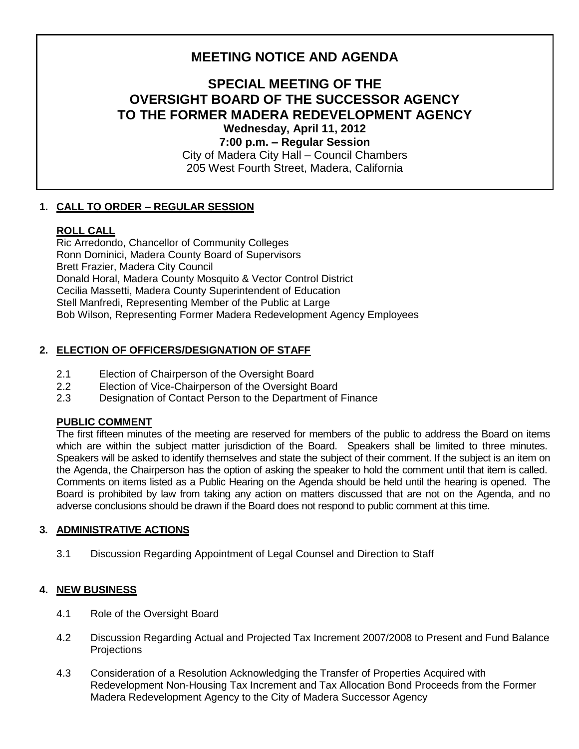# MEETING NOTICE AND AGENDA

## SPECIAL MEETING OF THE OVERSIGHT BOARD OF THE SUCCESSOR AGENCY TO THE FORMER MADERA REDEVELOPMENT AGENCY

**Wednesday, April 11, 2012**

**7:00 p.m. – Regular Session**

City of Madera City Hall – Council Chambers
205 West Fourth Street, Madera, California

### 1. CALL TO ORDER – REGULAR SESSION

**ROLL CALL**

Ric Arredondo, Chancellor of Community Colleges
Ronn Dominici, Madera County Board of Supervisors
Brett Frazier, Madera City Council
Donald Horal, Madera County Mosquito & Vector Control District
Cecilia Massetti, Madera County Superintendent of Education
Stell Manfredi, Representing Member of the Public at Large
Bob Wilson, Representing Former Madera Redevelopment Agency Employees

### 2. ELECTION OF OFFICERS/DESIGNATION OF STAFF

2.1 Election of Chairperson of the Oversight Board
2.2 Election of Vice-Chairperson of the Oversight Board
2.3 Designation of Contact Person to the Department of Finance

**PUBLIC COMMENT**

The first fifteen minutes of the meeting are reserved for members of the public to address the Board on items which are within the subject matter jurisdiction of the Board. Speakers shall be limited to three minutes. Speakers will be asked to identify themselves and state the subject of their comment. If the subject is an item on the Agenda, the Chairperson has the option of asking the speaker to hold the comment until that item is called. Comments on items listed as a Public Hearing on the Agenda should be held until the hearing is opened. The Board is prohibited by law from taking any action on matters discussed that are not on the Agenda, and no adverse conclusions should be drawn if the Board does not respond to public comment at this time.

### 3. ADMINISTRATIVE ACTIONS

3.1 Discussion Regarding Appointment of Legal Counsel and Direction to Staff

### 4. NEW BUSINESS

4.1 Role of the Oversight Board

4.2 Discussion Regarding Actual and Projected Tax Increment 2007/2008 to Present and Fund Balance Projections

4.3 Consideration of a Resolution Acknowledging the Transfer of Properties Acquired with Redevelopment Non-Housing Tax Increment and Tax Allocation Bond Proceeds from the Former Madera Redevelopment Agency to the City of Madera Successor Agency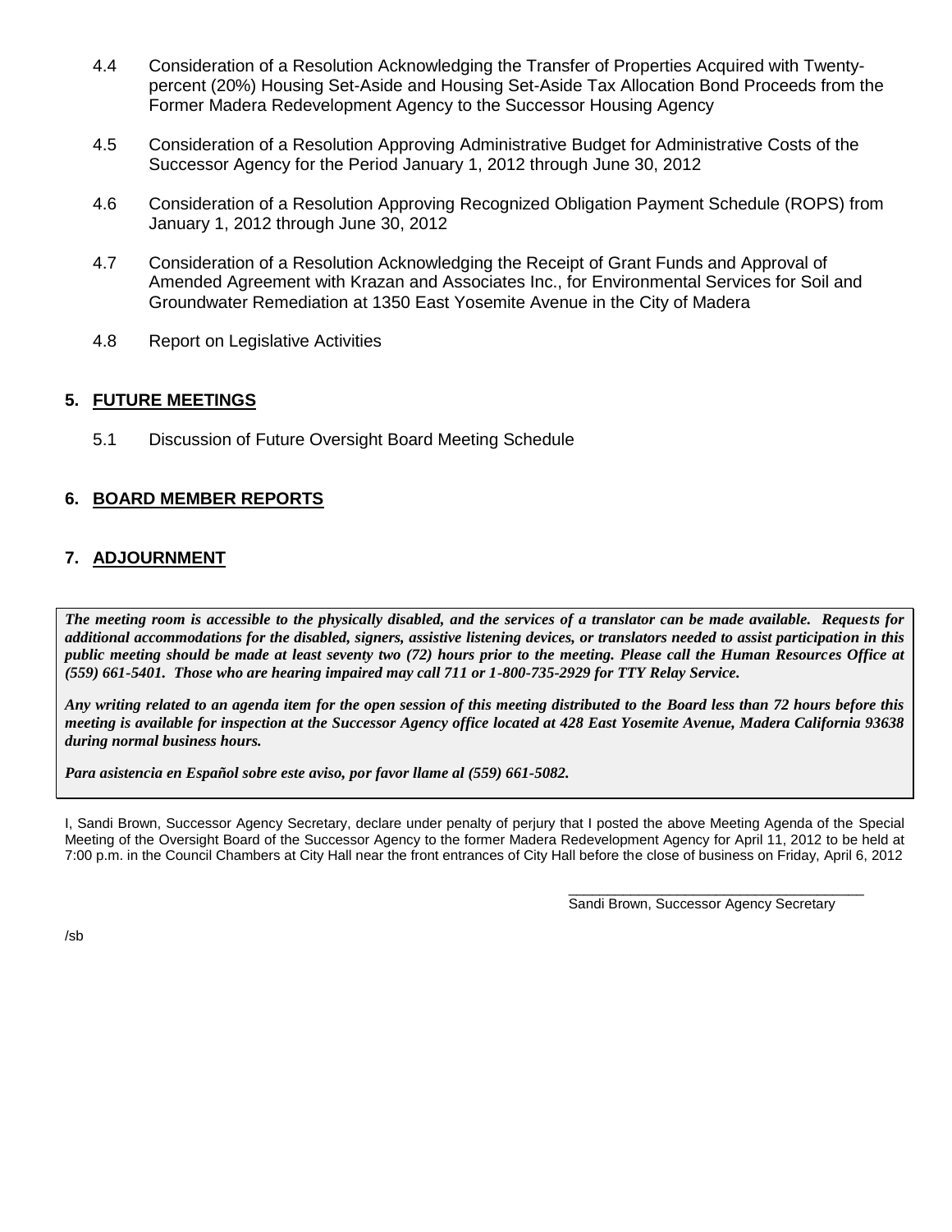4.4 Consideration of a Resolution Acknowledging the Transfer of Properties Acquired with Twenty-percent (20%) Housing Set-Aside and Housing Set-Aside Tax Allocation Bond Proceeds from the Former Madera Redevelopment Agency to the Successor Housing Agency

4.5 Consideration of a Resolution Approving Administrative Budget for Administrative Costs of the Successor Agency for the Period January 1, 2012 through June 30, 2012

4.6 Consideration of a Resolution Approving Recognized Obligation Payment Schedule (ROPS) from January 1, 2012 through June 30, 2012

4.7 Consideration of a Resolution Acknowledging the Receipt of Grant Funds and Approval of Amended Agreement with Krazan and Associates Inc., for Environmental Services for Soil and Groundwater Remediation at 1350 East Yosemite Avenue in the City of Madera

4.8 Report on Legislative Activities

## 5. FUTURE MEETINGS

5.1 Discussion of Future Oversight Board Meeting Schedule

## 6. BOARD MEMBER REPORTS

## 7. ADJOURNMENT

***The meeting room is accessible to the physically disabled, and the services of a translator can be made available. Requests for additional accommodations for the disabled, signers, assistive listening devices, or translators needed to assist participation in this public meeting should be made at least seventy two (72) hours prior to the meeting. Please call the Human Resources Office at (559) 661-5401. Those who are hearing impaired may call 711 or 1-800-735-2929 for TTY Relay Service.***

***Any writing related to an agenda item for the open session of this meeting distributed to the Board less than 72 hours before this meeting is available for inspection at the Successor Agency office located at 428 East Yosemite Avenue, Madera California 93638 during normal business hours.***

***Para asistencia en Español sobre este aviso, por favor llame al (559) 661-5082.***

I, Sandi Brown, Successor Agency Secretary, declare under penalty of perjury that I posted the above Meeting Agenda of the Special Meeting of the Oversight Board of the Successor Agency to the former Madera Redevelopment Agency for April 11, 2012 to be held at 7:00 p.m. in the Council Chambers at City Hall near the front entrances of City Hall before the close of business on Friday, April 6, 2012

_____________________________________
Sandi Brown, Successor Agency Secretary

/sb